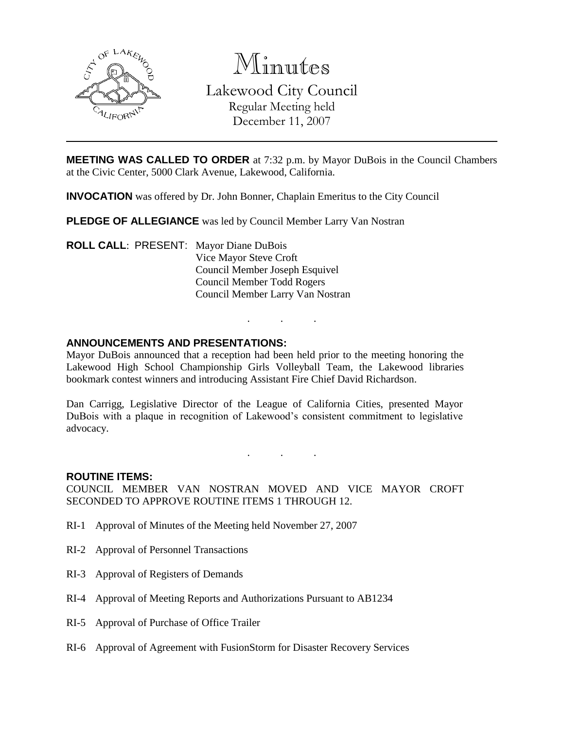# Minutes

## Lakewood City Council

Regular Meeting held
December 11, 2007

**MEETING WAS CALLED TO ORDER** at 7:32 p.m. by Mayor DuBois in the Council Chambers at the Civic Center, 5000 Clark Avenue, Lakewood, California.

**INVOCATION** was offered by Dr. John Bonner, Chaplain Emeritus to the City Council

**PLEDGE OF ALLEGIANCE** was led by Council Member Larry Van Nostran

**ROLL CALL**: PRESENT: Mayor Diane DuBois
Vice Mayor Steve Croft
Council Member Joseph Esquivel
Council Member Todd Rogers
Council Member Larry Van Nostran

. . .

**ANNOUNCEMENTS AND PRESENTATIONS:**

Mayor DuBois announced that a reception had been held prior to the meeting honoring the Lakewood High School Championship Girls Volleyball Team, the Lakewood libraries bookmark contest winners and introducing Assistant Fire Chief David Richardson.

Dan Carrigg, Legislative Director of the League of California Cities, presented Mayor DuBois with a plaque in recognition of Lakewood's consistent commitment to legislative advocacy.

. . .

**ROUTINE ITEMS:**

COUNCIL MEMBER VAN NOSTRAN MOVED AND VICE MAYOR CROFT SECONDED TO APPROVE ROUTINE ITEMS 1 THROUGH 12.

RI-1 Approval of Minutes of the Meeting held November 27, 2007

RI-2 Approval of Personnel Transactions

RI-3 Approval of Registers of Demands

RI-4 Approval of Meeting Reports and Authorizations Pursuant to AB1234

RI-5 Approval of Purchase of Office Trailer

RI-6 Approval of Agreement with FusionStorm for Disaster Recovery Services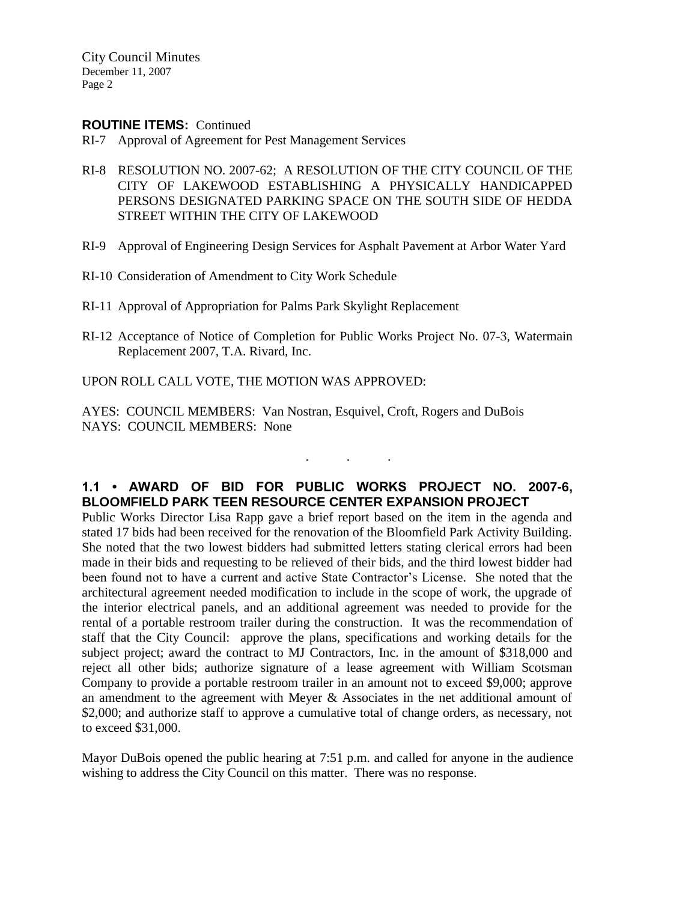**ROUTINE ITEMS:** Continued

RI-7 Approval of Agreement for Pest Management Services

RI-8 RESOLUTION NO. 2007-62; A RESOLUTION OF THE CITY COUNCIL OF THE CITY OF LAKEWOOD ESTABLISHING A PHYSICALLY HANDICAPPED PERSONS DESIGNATED PARKING SPACE ON THE SOUTH SIDE OF HEDDA STREET WITHIN THE CITY OF LAKEWOOD

RI-9 Approval of Engineering Design Services for Asphalt Pavement at Arbor Water Yard

RI-10 Consideration of Amendment to City Work Schedule

RI-11 Approval of Appropriation for Palms Park Skylight Replacement

RI-12 Acceptance of Notice of Completion for Public Works Project No. 07-3, Watermain Replacement 2007, T.A. Rivard, Inc.

UPON ROLL CALL VOTE, THE MOTION WAS APPROVED:

AYES: COUNCIL MEMBERS: Van Nostran, Esquivel, Croft, Rogers and DuBois
NAYS: COUNCIL MEMBERS: None

. . .

## 1.1 • AWARD OF BID FOR PUBLIC WORKS PROJECT NO. 2007-6, BLOOMFIELD PARK TEEN RESOURCE CENTER EXPANSION PROJECT

Public Works Director Lisa Rapp gave a brief report based on the item in the agenda and stated 17 bids had been received for the renovation of the Bloomfield Park Activity Building. She noted that the two lowest bidders had submitted letters stating clerical errors had been made in their bids and requesting to be relieved of their bids, and the third lowest bidder had been found not to have a current and active State Contractor's License. She noted that the architectural agreement needed modification to include in the scope of work, the upgrade of the interior electrical panels, and an additional agreement was needed to provide for the rental of a portable restroom trailer during the construction. It was the recommendation of staff that the City Council: approve the plans, specifications and working details for the subject project; award the contract to MJ Contractors, Inc. in the amount of $318,000 and reject all other bids; authorize signature of a lease agreement with William Scotsman Company to provide a portable restroom trailer in an amount not to exceed $9,000; approve an amendment to the agreement with Meyer & Associates in the net additional amount of $2,000; and authorize staff to approve a cumulative total of change orders, as necessary, not to exceed $31,000.

Mayor DuBois opened the public hearing at 7:51 p.m. and called for anyone in the audience wishing to address the City Council on this matter. There was no response.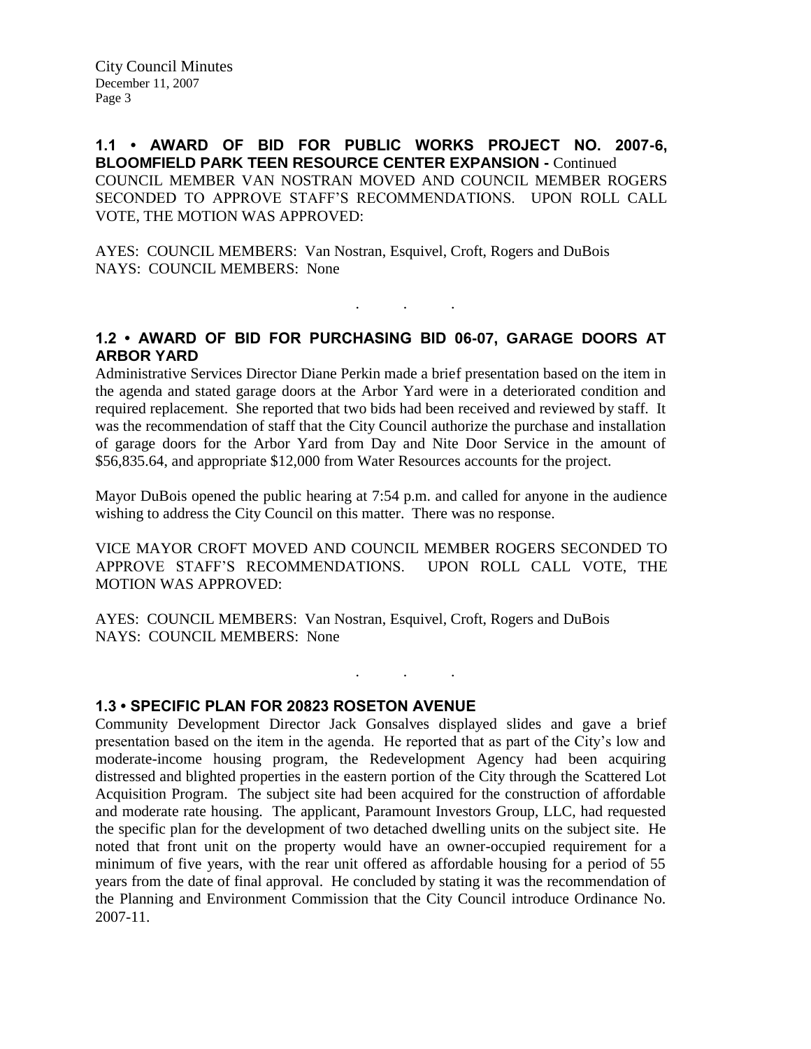**1.1 • AWARD OF BID FOR PUBLIC WORKS PROJECT NO. 2007-6, BLOOMFIELD PARK TEEN RESOURCE CENTER EXPANSION -** Continued

COUNCIL MEMBER VAN NOSTRAN MOVED AND COUNCIL MEMBER ROGERS SECONDED TO APPROVE STAFF'S RECOMMENDATIONS. UPON ROLL CALL VOTE, THE MOTION WAS APPROVED:

AYES: COUNCIL MEMBERS: Van Nostran, Esquivel, Croft, Rogers and DuBois
NAYS: COUNCIL MEMBERS: None

. . .

**1.2 • AWARD OF BID FOR PURCHASING BID 06-07, GARAGE DOORS AT ARBOR YARD**

Administrative Services Director Diane Perkin made a brief presentation based on the item in the agenda and stated garage doors at the Arbor Yard were in a deteriorated condition and required replacement. She reported that two bids had been received and reviewed by staff. It was the recommendation of staff that the City Council authorize the purchase and installation of garage doors for the Arbor Yard from Day and Nite Door Service in the amount of $56,835.64, and appropriate $12,000 from Water Resources accounts for the project.

Mayor DuBois opened the public hearing at 7:54 p.m. and called for anyone in the audience wishing to address the City Council on this matter. There was no response.

VICE MAYOR CROFT MOVED AND COUNCIL MEMBER ROGERS SECONDED TO APPROVE STAFF'S RECOMMENDATIONS. UPON ROLL CALL VOTE, THE MOTION WAS APPROVED:

AYES: COUNCIL MEMBERS: Van Nostran, Esquivel, Croft, Rogers and DuBois
NAYS: COUNCIL MEMBERS: None

. . .

**1.3 • SPECIFIC PLAN FOR 20823 ROSETON AVENUE**

Community Development Director Jack Gonsalves displayed slides and gave a brief presentation based on the item in the agenda. He reported that as part of the City's low and moderate-income housing program, the Redevelopment Agency had been acquiring distressed and blighted properties in the eastern portion of the City through the Scattered Lot Acquisition Program. The subject site had been acquired for the construction of affordable and moderate rate housing. The applicant, Paramount Investors Group, LLC, had requested the specific plan for the development of two detached dwelling units on the subject site. He noted that front unit on the property would have an owner-occupied requirement for a minimum of five years, with the rear unit offered as affordable housing for a period of 55 years from the date of final approval. He concluded by stating it was the recommendation of the Planning and Environment Commission that the City Council introduce Ordinance No. 2007-11.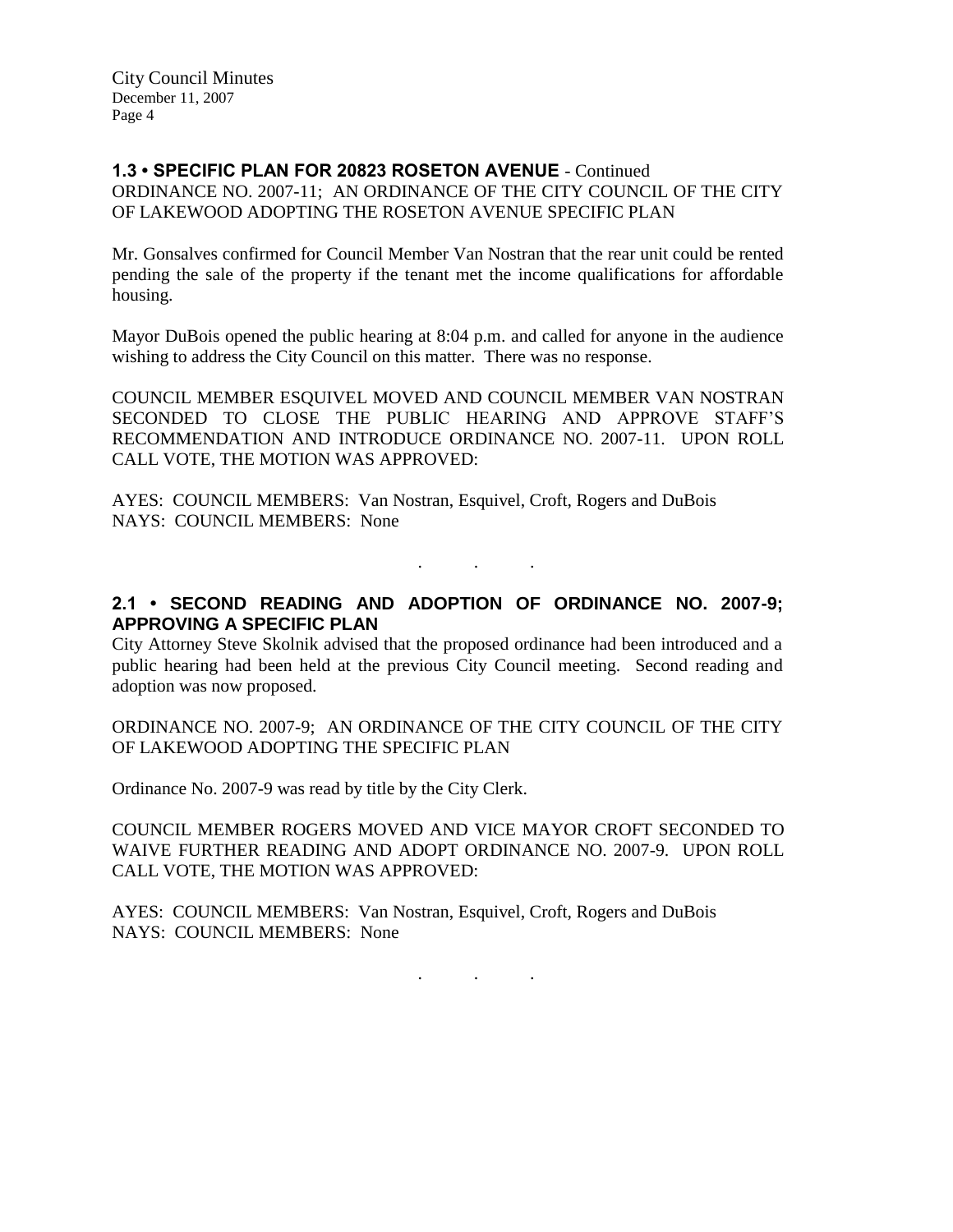**1.3 • SPECIFIC PLAN FOR 20823 ROSETON AVENUE** - Continued

ORDINANCE NO. 2007-11; AN ORDINANCE OF THE CITY COUNCIL OF THE CITY OF LAKEWOOD ADOPTING THE ROSETON AVENUE SPECIFIC PLAN

Mr. Gonsalves confirmed for Council Member Van Nostran that the rear unit could be rented pending the sale of the property if the tenant met the income qualifications for affordable housing.

Mayor DuBois opened the public hearing at 8:04 p.m. and called for anyone in the audience wishing to address the City Council on this matter. There was no response.

COUNCIL MEMBER ESQUIVEL MOVED AND COUNCIL MEMBER VAN NOSTRAN SECONDED TO CLOSE THE PUBLIC HEARING AND APPROVE STAFF'S RECOMMENDATION AND INTRODUCE ORDINANCE NO. 2007-11. UPON ROLL CALL VOTE, THE MOTION WAS APPROVED:

AYES: COUNCIL MEMBERS: Van Nostran, Esquivel, Croft, Rogers and DuBois
NAYS: COUNCIL MEMBERS: None

. . .

**2.1 • SECOND READING AND ADOPTION OF ORDINANCE NO. 2007-9; APPROVING A SPECIFIC PLAN**

City Attorney Steve Skolnik advised that the proposed ordinance had been introduced and a public hearing had been held at the previous City Council meeting. Second reading and adoption was now proposed.

ORDINANCE NO. 2007-9; AN ORDINANCE OF THE CITY COUNCIL OF THE CITY OF LAKEWOOD ADOPTING THE SPECIFIC PLAN

Ordinance No. 2007-9 was read by title by the City Clerk.

COUNCIL MEMBER ROGERS MOVED AND VICE MAYOR CROFT SECONDED TO WAIVE FURTHER READING AND ADOPT ORDINANCE NO. 2007-9. UPON ROLL CALL VOTE, THE MOTION WAS APPROVED:

AYES: COUNCIL MEMBERS: Van Nostran, Esquivel, Croft, Rogers and DuBois
NAYS: COUNCIL MEMBERS: None

. . .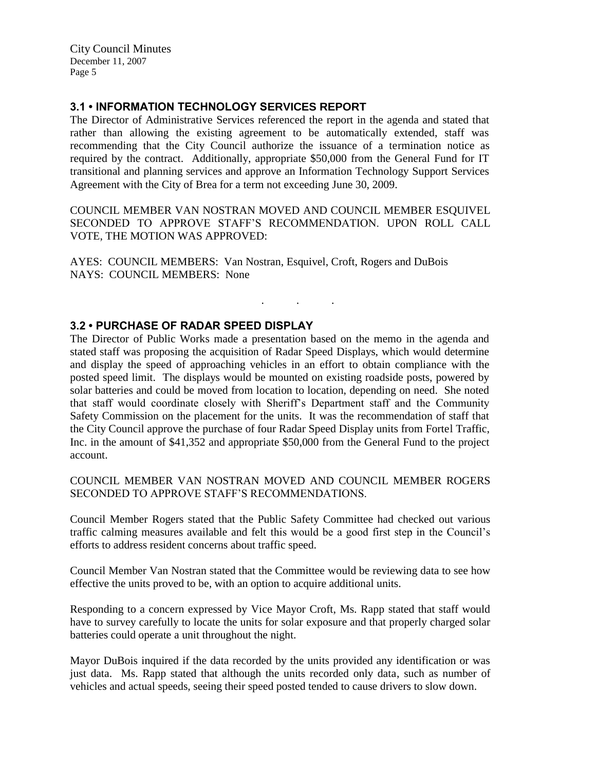## 3.1 • INFORMATION TECHNOLOGY SERVICES REPORT

The Director of Administrative Services referenced the report in the agenda and stated that rather than allowing the existing agreement to be automatically extended, staff was recommending that the City Council authorize the issuance of a termination notice as required by the contract. Additionally, appropriate $50,000 from the General Fund for IT transitional and planning services and approve an Information Technology Support Services Agreement with the City of Brea for a term not exceeding June 30, 2009.

COUNCIL MEMBER VAN NOSTRAN MOVED AND COUNCIL MEMBER ESQUIVEL SECONDED TO APPROVE STAFF'S RECOMMENDATION. UPON ROLL CALL VOTE, THE MOTION WAS APPROVED:

AYES: COUNCIL MEMBERS: Van Nostran, Esquivel, Croft, Rogers and DuBois
NAYS: COUNCIL MEMBERS: None

. . .

## 3.2 • PURCHASE OF RADAR SPEED DISPLAY

The Director of Public Works made a presentation based on the memo in the agenda and stated staff was proposing the acquisition of Radar Speed Displays, which would determine and display the speed of approaching vehicles in an effort to obtain compliance with the posted speed limit. The displays would be mounted on existing roadside posts, powered by solar batteries and could be moved from location to location, depending on need. She noted that staff would coordinate closely with Sheriff's Department staff and the Community Safety Commission on the placement for the units. It was the recommendation of staff that the City Council approve the purchase of four Radar Speed Display units from Fortel Traffic, Inc. in the amount of $41,352 and appropriate $50,000 from the General Fund to the project account.

COUNCIL MEMBER VAN NOSTRAN MOVED AND COUNCIL MEMBER ROGERS SECONDED TO APPROVE STAFF'S RECOMMENDATIONS.

Council Member Rogers stated that the Public Safety Committee had checked out various traffic calming measures available and felt this would be a good first step in the Council's efforts to address resident concerns about traffic speed.

Council Member Van Nostran stated that the Committee would be reviewing data to see how effective the units proved to be, with an option to acquire additional units.

Responding to a concern expressed by Vice Mayor Croft, Ms. Rapp stated that staff would have to survey carefully to locate the units for solar exposure and that properly charged solar batteries could operate a unit throughout the night.

Mayor DuBois inquired if the data recorded by the units provided any identification or was just data. Ms. Rapp stated that although the units recorded only data, such as number of vehicles and actual speeds, seeing their speed posted tended to cause drivers to slow down.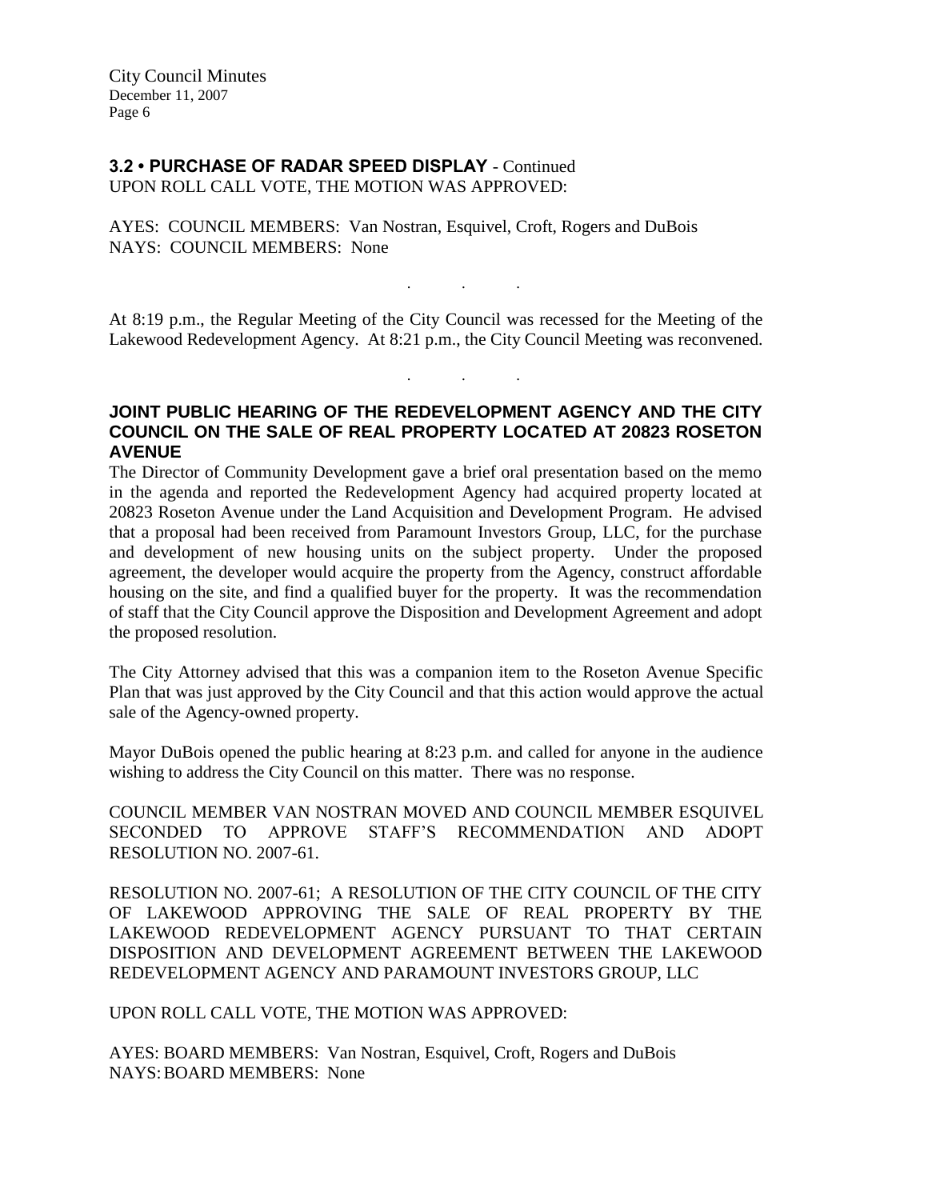**3.2 • PURCHASE OF RADAR SPEED DISPLAY** - Continued
UPON ROLL CALL VOTE, THE MOTION WAS APPROVED:

AYES: COUNCIL MEMBERS: Van Nostran, Esquivel, Croft, Rogers and DuBois
NAYS: COUNCIL MEMBERS: None

. . .

At 8:19 p.m., the Regular Meeting of the City Council was recessed for the Meeting of the Lakewood Redevelopment Agency. At 8:21 p.m., the City Council Meeting was reconvened.

. . .

**JOINT PUBLIC HEARING OF THE REDEVELOPMENT AGENCY AND THE CITY COUNCIL ON THE SALE OF REAL PROPERTY LOCATED AT 20823 ROSETON AVENUE**

The Director of Community Development gave a brief oral presentation based on the memo in the agenda and reported the Redevelopment Agency had acquired property located at 20823 Roseton Avenue under the Land Acquisition and Development Program. He advised that a proposal had been received from Paramount Investors Group, LLC, for the purchase and development of new housing units on the subject property. Under the proposed agreement, the developer would acquire the property from the Agency, construct affordable housing on the site, and find a qualified buyer for the property. It was the recommendation of staff that the City Council approve the Disposition and Development Agreement and adopt the proposed resolution.

The City Attorney advised that this was a companion item to the Roseton Avenue Specific Plan that was just approved by the City Council and that this action would approve the actual sale of the Agency-owned property.

Mayor DuBois opened the public hearing at 8:23 p.m. and called for anyone in the audience wishing to address the City Council on this matter. There was no response.

COUNCIL MEMBER VAN NOSTRAN MOVED AND COUNCIL MEMBER ESQUIVEL SECONDED TO APPROVE STAFF'S RECOMMENDATION AND ADOPT RESOLUTION NO. 2007-61.

RESOLUTION NO. 2007-61; A RESOLUTION OF THE CITY COUNCIL OF THE CITY OF LAKEWOOD APPROVING THE SALE OF REAL PROPERTY BY THE LAKEWOOD REDEVELOPMENT AGENCY PURSUANT TO THAT CERTAIN DISPOSITION AND DEVELOPMENT AGREEMENT BETWEEN THE LAKEWOOD REDEVELOPMENT AGENCY AND PARAMOUNT INVESTORS GROUP, LLC

UPON ROLL CALL VOTE, THE MOTION WAS APPROVED:

AYES: BOARD MEMBERS: Van Nostran, Esquivel, Croft, Rogers and DuBois
NAYS: BOARD MEMBERS: None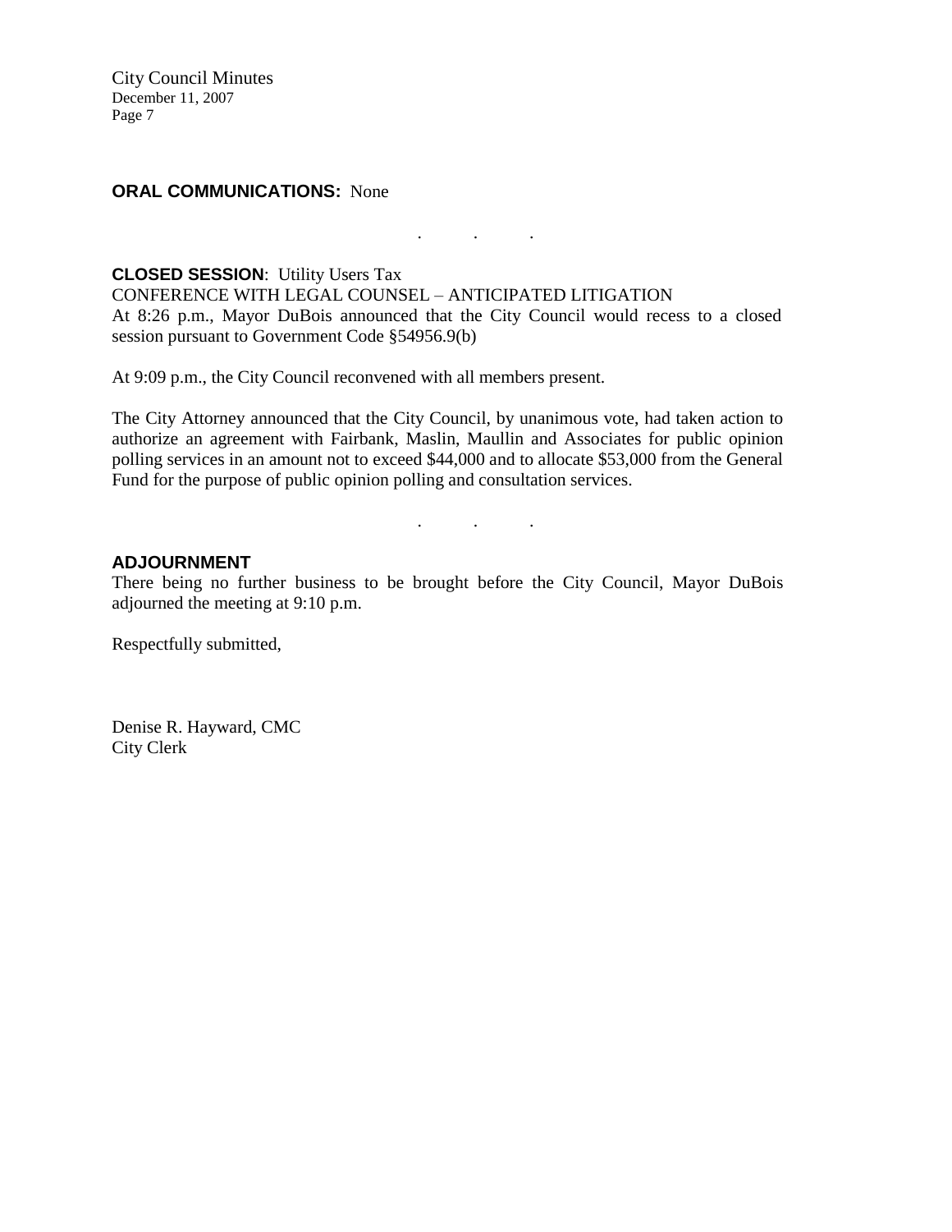**ORAL COMMUNICATIONS:** None

. . .

**CLOSED SESSION**: Utility Users Tax
CONFERENCE WITH LEGAL COUNSEL – ANTICIPATED LITIGATION
At 8:26 p.m., Mayor DuBois announced that the City Council would recess to a closed session pursuant to Government Code §54956.9(b)

At 9:09 p.m., the City Council reconvened with all members present.

The City Attorney announced that the City Council, by unanimous vote, had taken action to authorize an agreement with Fairbank, Maslin, Maullin and Associates for public opinion polling services in an amount not to exceed $44,000 and to allocate $53,000 from the General Fund for the purpose of public opinion polling and consultation services.

. . .

**ADJOURNMENT**
There being no further business to be brought before the City Council, Mayor DuBois adjourned the meeting at 9:10 p.m.

Respectfully submitted,

Denise R. Hayward, CMC
City Clerk